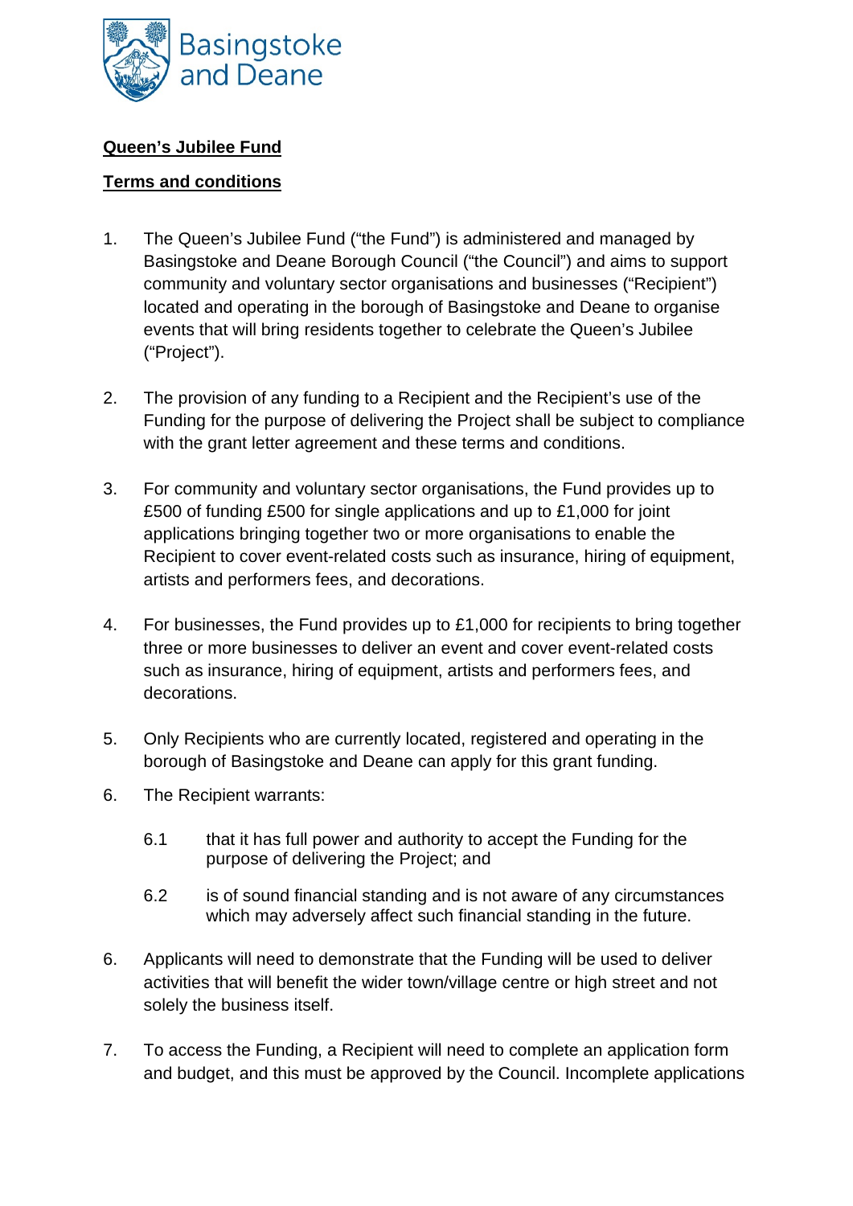Basingstoke and Deane

**Queen's Jubilee Fund**

**Terms and conditions**

1. The Queen's Jubilee Fund ("the Fund") is administered and managed by Basingstoke and Deane Borough Council ("the Council") and aims to support community and voluntary sector organisations and businesses ("Recipient") located and operating in the borough of Basingstoke and Deane to organise events that will bring residents together to celebrate the Queen's Jubilee ("Project").

2. The provision of any funding to a Recipient and the Recipient's use of the Funding for the purpose of delivering the Project shall be subject to compliance with the grant letter agreement and these terms and conditions.

3. For community and voluntary sector organisations, the Fund provides up to £500 of funding £500 for single applications and up to £1,000 for joint applications bringing together two or more organisations to enable the Recipient to cover event-related costs such as insurance, hiring of equipment, artists and performers fees, and decorations.

4. For businesses, the Fund provides up to £1,000 for recipients to bring together three or more businesses to deliver an event and cover event-related costs such as insurance, hiring of equipment, artists and performers fees, and decorations.

5. Only Recipients who are currently located, registered and operating in the borough of Basingstoke and Deane can apply for this grant funding.

6. The Recipient warrants:

   6.1 that it has full power and authority to accept the Funding for the purpose of delivering the Project; and

   6.2 is of sound financial standing and is not aware of any circumstances which may adversely affect such financial standing in the future.

6. Applicants will need to demonstrate that the Funding will be used to deliver activities that will benefit the wider town/village centre or high street and not solely the business itself.

7. To access the Funding, a Recipient will need to complete an application form and budget, and this must be approved by the Council. Incomplete applications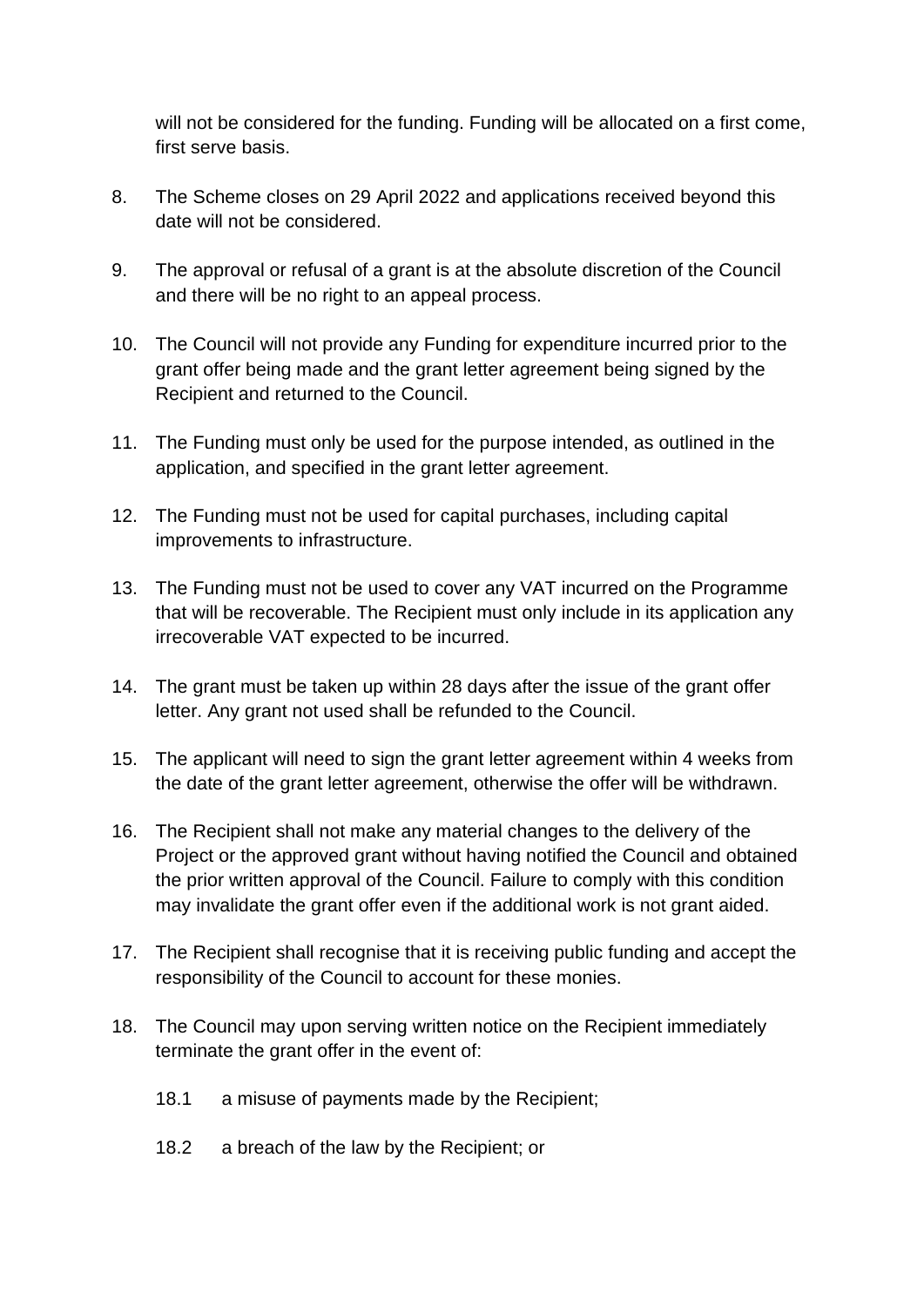will not be considered for the funding. Funding will be allocated on a first come, first serve basis.

8. The Scheme closes on 29 April 2022 and applications received beyond this date will not be considered.

9. The approval or refusal of a grant is at the absolute discretion of the Council and there will be no right to an appeal process.

10. The Council will not provide any Funding for expenditure incurred prior to the grant offer being made and the grant letter agreement being signed by the Recipient and returned to the Council.

11. The Funding must only be used for the purpose intended, as outlined in the application, and specified in the grant letter agreement.

12. The Funding must not be used for capital purchases, including capital improvements to infrastructure.

13. The Funding must not be used to cover any VAT incurred on the Programme that will be recoverable. The Recipient must only include in its application any irrecoverable VAT expected to be incurred.

14. The grant must be taken up within 28 days after the issue of the grant offer letter. Any grant not used shall be refunded to the Council.

15. The applicant will need to sign the grant letter agreement within 4 weeks from the date of the grant letter agreement, otherwise the offer will be withdrawn.

16. The Recipient shall not make any material changes to the delivery of the Project or the approved grant without having notified the Council and obtained the prior written approval of the Council. Failure to comply with this condition may invalidate the grant offer even if the additional work is not grant aided.

17. The Recipient shall recognise that it is receiving public funding and accept the responsibility of the Council to account for these monies.

18. The Council may upon serving written notice on the Recipient immediately terminate the grant offer in the event of:

    18.1 a misuse of payments made by the Recipient;

    18.2 a breach of the law by the Recipient; or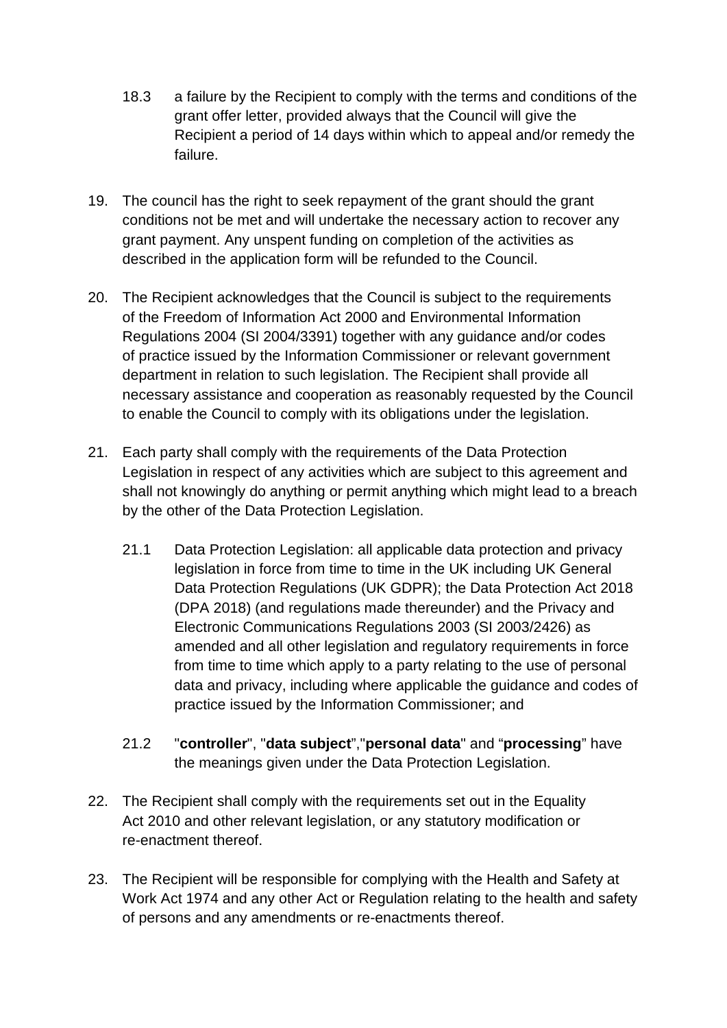18.3 a failure by the Recipient to comply with the terms and conditions of the grant offer letter, provided always that the Council will give the Recipient a period of 14 days within which to appeal and/or remedy the failure.

19. The council has the right to seek repayment of the grant should the grant conditions not be met and will undertake the necessary action to recover any grant payment. Any unspent funding on completion of the activities as described in the application form will be refunded to the Council.

20. The Recipient acknowledges that the Council is subject to the requirements of the Freedom of Information Act 2000 and Environmental Information Regulations 2004 (SI 2004/3391) together with any guidance and/or codes of practice issued by the Information Commissioner or relevant government department in relation to such legislation. The Recipient shall provide all necessary assistance and cooperation as reasonably requested by the Council to enable the Council to comply with its obligations under the legislation.

21. Each party shall comply with the requirements of the Data Protection Legislation in respect of any activities which are subject to this agreement and shall not knowingly do anything or permit anything which might lead to a breach by the other of the Data Protection Legislation.

    21.1 Data Protection Legislation: all applicable data protection and privacy legislation in force from time to time in the UK including UK General Data Protection Regulations (UK GDPR); the Data Protection Act 2018 (DPA 2018) (and regulations made thereunder) and the Privacy and Electronic Communications Regulations 2003 (SI 2003/2426) as amended and all other legislation and regulatory requirements in force from time to time which apply to a party relating to the use of personal data and privacy, including where applicable the guidance and codes of practice issued by the Information Commissioner; and

    21.2 "**controller**", "**data subject**","**personal data**" and “**processing**” have the meanings given under the Data Protection Legislation.

22. The Recipient shall comply with the requirements set out in the Equality Act 2010 and other relevant legislation, or any statutory modification or re-enactment thereof.

23. The Recipient will be responsible for complying with the Health and Safety at Work Act 1974 and any other Act or Regulation relating to the health and safety of persons and any amendments or re-enactments thereof.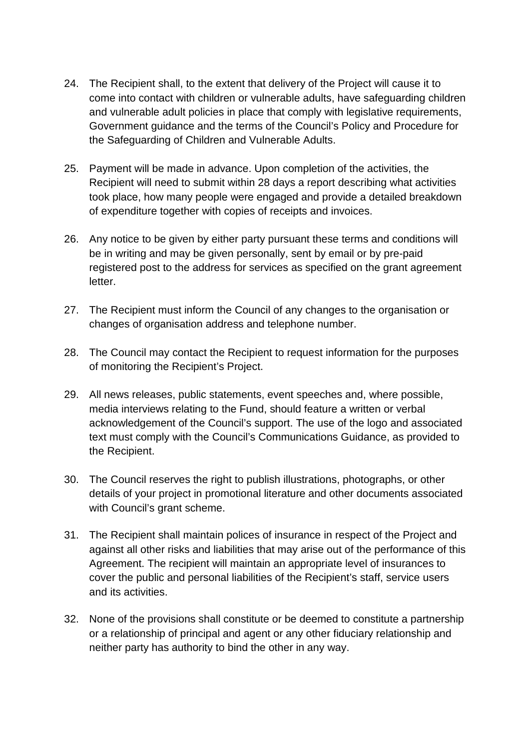24. The Recipient shall, to the extent that delivery of the Project will cause it to come into contact with children or vulnerable adults, have safeguarding children and vulnerable adult policies in place that comply with legislative requirements, Government guidance and the terms of the Council's Policy and Procedure for the Safeguarding of Children and Vulnerable Adults.

25. Payment will be made in advance. Upon completion of the activities, the Recipient will need to submit within 28 days a report describing what activities took place, how many people were engaged and provide a detailed breakdown of expenditure together with copies of receipts and invoices.

26. Any notice to be given by either party pursuant these terms and conditions will be in writing and may be given personally, sent by email or by pre-paid registered post to the address for services as specified on the grant agreement letter.

27. The Recipient must inform the Council of any changes to the organisation or changes of organisation address and telephone number.

28. The Council may contact the Recipient to request information for the purposes of monitoring the Recipient's Project.

29. All news releases, public statements, event speeches and, where possible, media interviews relating to the Fund, should feature a written or verbal acknowledgement of the Council's support. The use of the logo and associated text must comply with the Council's Communications Guidance, as provided to the Recipient.

30. The Council reserves the right to publish illustrations, photographs, or other details of your project in promotional literature and other documents associated with Council's grant scheme.

31. The Recipient shall maintain polices of insurance in respect of the Project and against all other risks and liabilities that may arise out of the performance of this Agreement. The recipient will maintain an appropriate level of insurances to cover the public and personal liabilities of the Recipient's staff, service users and its activities.

32. None of the provisions shall constitute or be deemed to constitute a partnership or a relationship of principal and agent or any other fiduciary relationship and neither party has authority to bind the other in any way.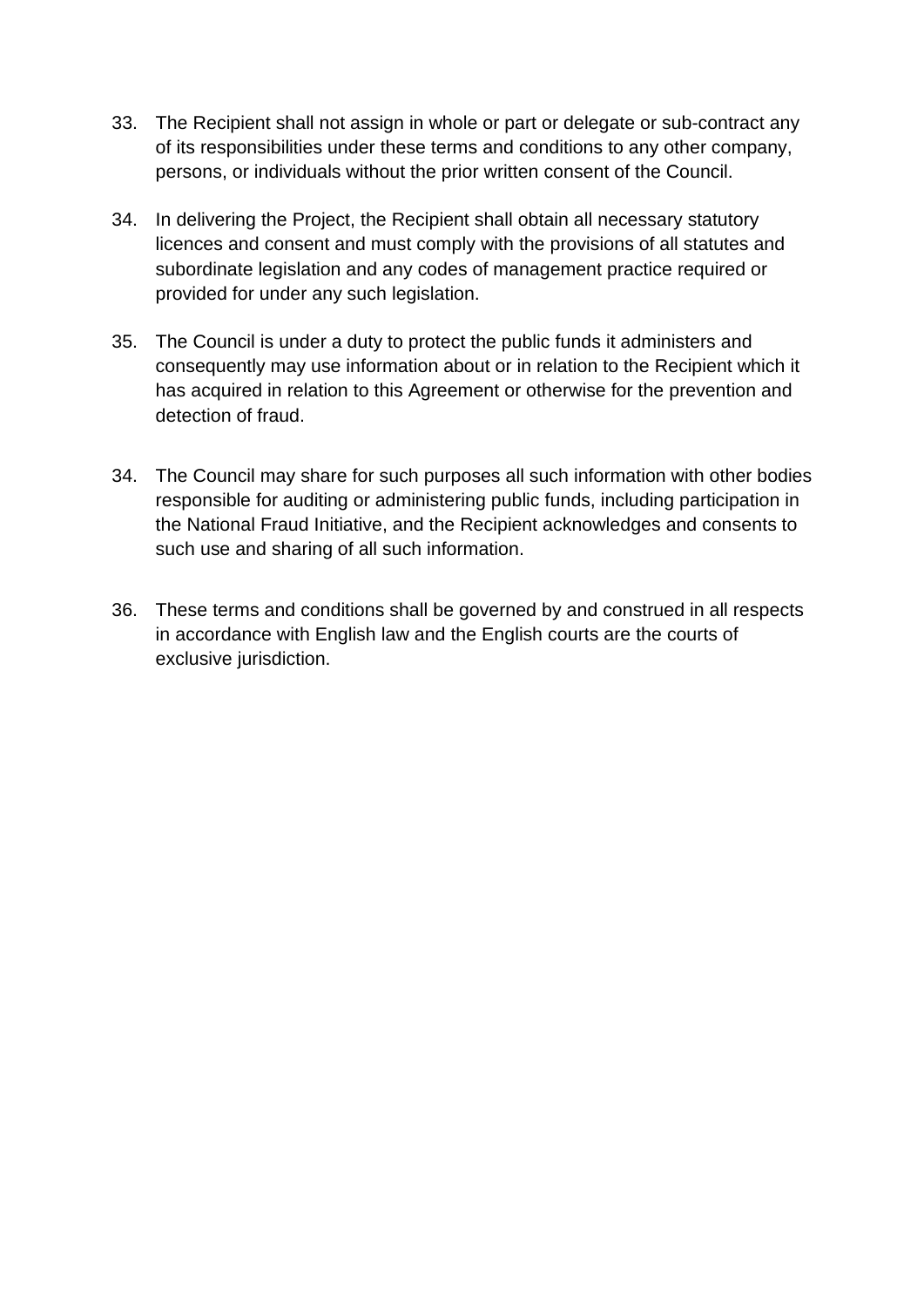33. The Recipient shall not assign in whole or part or delegate or sub-contract any of its responsibilities under these terms and conditions to any other company, persons, or individuals without the prior written consent of the Council.

34. In delivering the Project, the Recipient shall obtain all necessary statutory licences and consent and must comply with the provisions of all statutes and subordinate legislation and any codes of management practice required or provided for under any such legislation.

35. The Council is under a duty to protect the public funds it administers and consequently may use information about or in relation to the Recipient which it has acquired in relation to this Agreement or otherwise for the prevention and detection of fraud.

34. The Council may share for such purposes all such information with other bodies responsible for auditing or administering public funds, including participation in the National Fraud Initiative, and the Recipient acknowledges and consents to such use and sharing of all such information.

36. These terms and conditions shall be governed by and construed in all respects in accordance with English law and the English courts are the courts of exclusive jurisdiction.